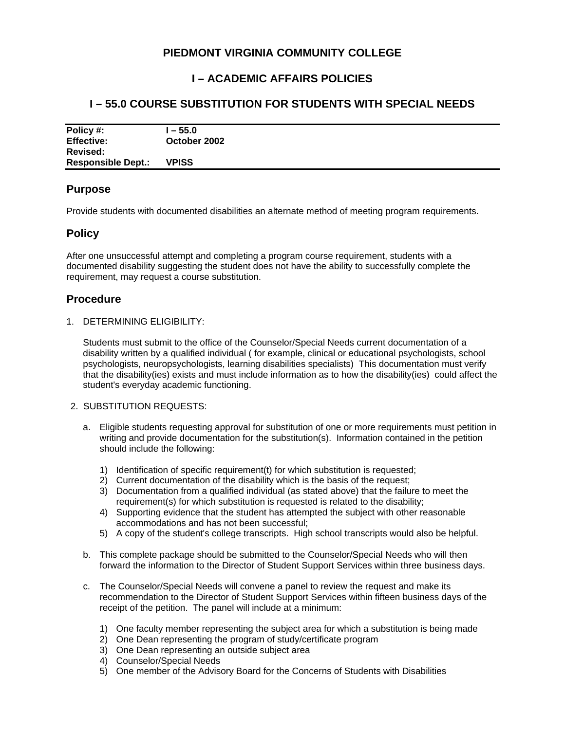# PIEDMONT VIRGINIA COMMUNITY COLLEGE

## I – ACADEMIC AFFAIRS POLICIES

## I – 55.0 COURSE SUBSTITUTION FOR STUDENTS WITH SPECIAL NEEDS

| | |
|---|---|
| **Policy #:** | **I – 55.0** |
| **Effective:** | **October 2002** |
| **Revised:** | |
| **Responsible Dept.:** | **VPISS** |

## Purpose

Provide students with documented disabilities an alternate method of meeting program requirements.

## Policy

After one unsuccessful attempt and completing a program course requirement, students with a documented disability suggesting the student does not have the ability to successfully complete the requirement, may request a course substitution.

## Procedure

1. DETERMINING ELIGIBILITY:

   Students must submit to the office of the Counselor/Special Needs current documentation of a disability written by a qualified individual ( for example, clinical or educational psychologists, school psychologists, neuropsychologists, learning disabilities specialists) This documentation must verify that the disability(ies) exists and must include information as to how the disability(ies) could affect the student's everyday academic functioning.

2. SUBSTITUTION REQUESTS:

   a. Eligible students requesting approval for substitution of one or more requirements must petition in writing and provide documentation for the substitution(s). Information contained in the petition should include the following:

      1) Identification of specific requirement(t) for which substitution is requested;
      2) Current documentation of the disability which is the basis of the request;
      3) Documentation from a qualified individual (as stated above) that the failure to meet the requirement(s) for which substitution is requested is related to the disability;
      4) Supporting evidence that the student has attempted the subject with other reasonable accommodations and has not been successful;
      5) A copy of the student's college transcripts. High school transcripts would also be helpful.

   b. This complete package should be submitted to the Counselor/Special Needs who will then forward the information to the Director of Student Support Services within three business days.

   c. The Counselor/Special Needs will convene a panel to review the request and make its recommendation to the Director of Student Support Services within fifteen business days of the receipt of the petition. The panel will include at a minimum:

      1) One faculty member representing the subject area for which a substitution is being made
      2) One Dean representing the program of study/certificate program
      3) One Dean representing an outside subject area
      4) Counselor/Special Needs
      5) One member of the Advisory Board for the Concerns of Students with Disabilities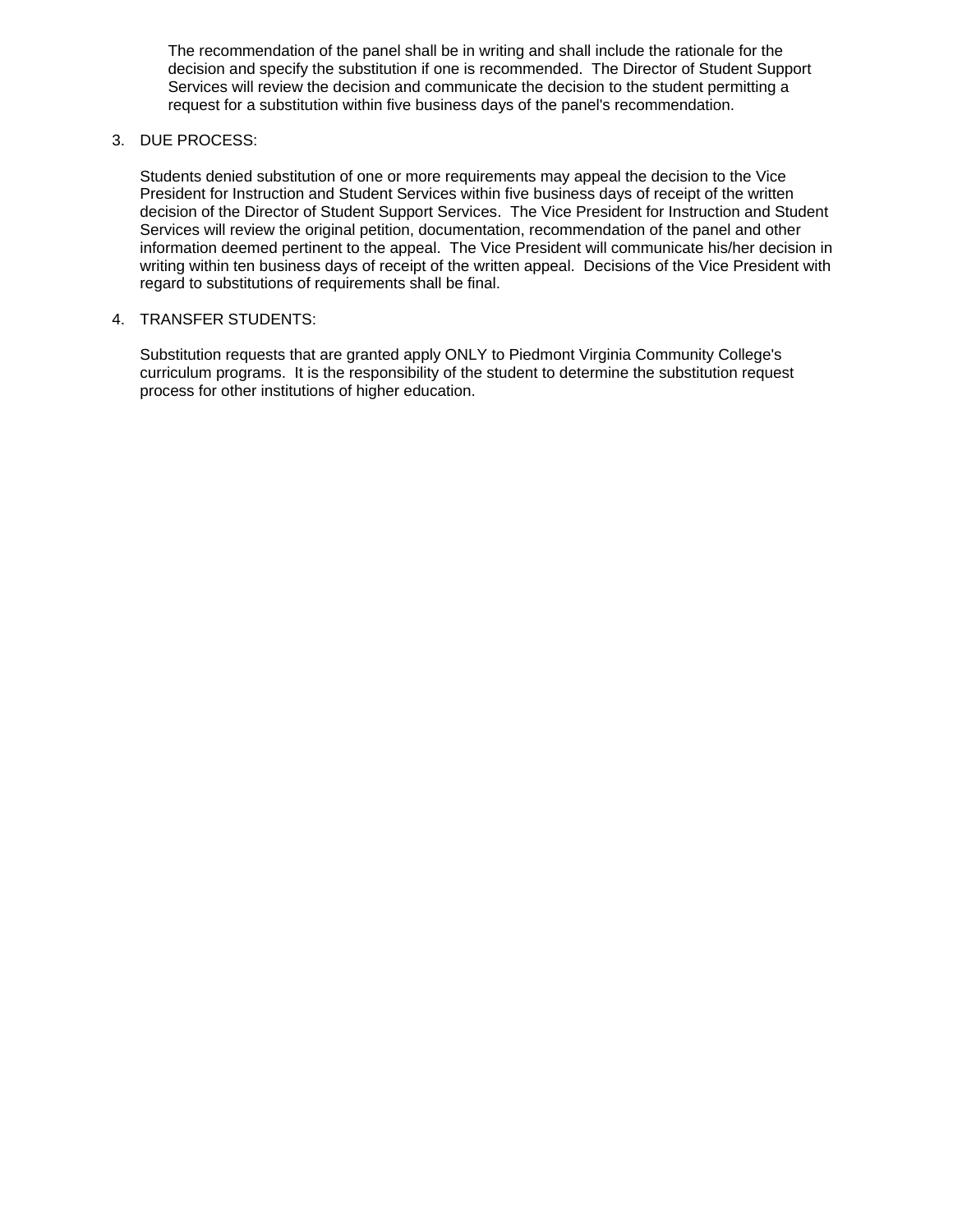The recommendation of the panel shall be in writing and shall include the rationale for the decision and specify the substitution if one is recommended. The Director of Student Support Services will review the decision and communicate the decision to the student permitting a request for a substitution within five business days of the panel's recommendation.

3. DUE PROCESS:

   Students denied substitution of one or more requirements may appeal the decision to the Vice President for Instruction and Student Services within five business days of receipt of the written decision of the Director of Student Support Services. The Vice President for Instruction and Student Services will review the original petition, documentation, recommendation of the panel and other information deemed pertinent to the appeal. The Vice President will communicate his/her decision in writing within ten business days of receipt of the written appeal. Decisions of the Vice President with regard to substitutions of requirements shall be final.

4. TRANSFER STUDENTS:

   Substitution requests that are granted apply ONLY to Piedmont Virginia Community College's curriculum programs. It is the responsibility of the student to determine the substitution request process for other institutions of higher education.